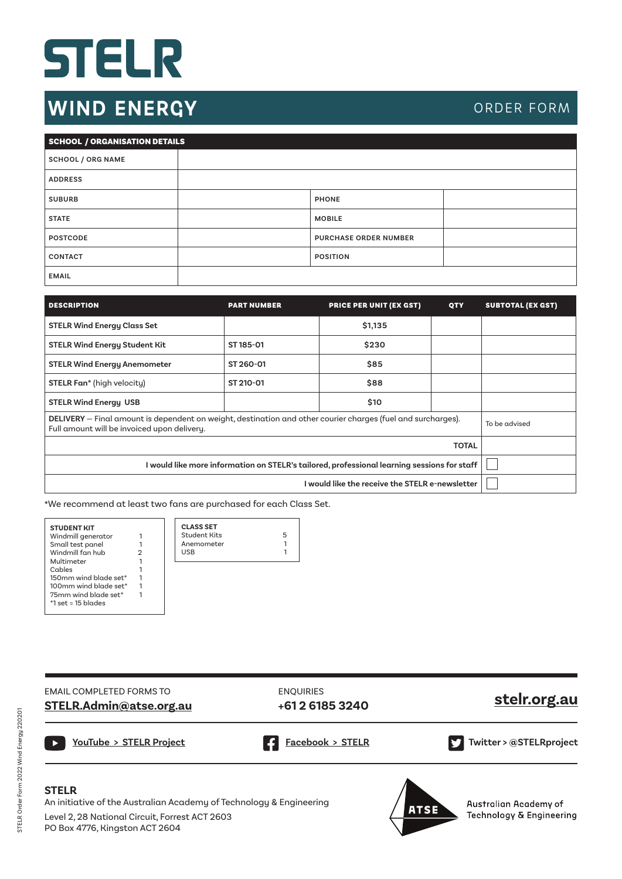# STELR

## WIND ENERGY

ORDER FORM

| SCHOOL / ORGANISATION DETAILS | | | |
|---|---|---|---|
| SCHOOL / ORG NAME | | | |
| ADDRESS | | | |
| SUBURB | | PHONE | |
| STATE | | MOBILE | |
| POSTCODE | | PURCHASE ORDER NUMBER | |
| CONTACT | | POSITION | |
| EMAIL | | | |

| DESCRIPTION | PART NUMBER | PRICE PER UNIT (EX GST) | QTY | SUBTOTAL (EX GST) |
|---|---|---|---|---|
| **STELR Wind Energy Class Set** | | $1,135 | | |
| **STELR Wind Energy Student Kit** | ST 185-01 | $230 | | |
| **STELR Wind Energy Anemometer** | ST 260-01 | $85 | | |
| **STELR Fan*** (high velocity) | ST 210-01 | $88 | | |
| **STELR Wind Energy USB** | | $10 | | |
| **DELIVERY** – Final amount is dependent on weight, destination and other courier charges (fuel and surcharges). Full amount will be invoiced upon delivery. | | | | To be advised |
| | | | **TOTAL** | |
| **I would like more information on STELR's tailored, professional learning sessions for staff** | | | | ☐ |
| **I would like the receive the STELR e-newsletter** | | | | ☐ |

*We recommend at least two fans are purchased for each Class Set.

| STUDENT KIT | |
|---|---|
| Windmill generator | 1 |
| Small test panel | 1 |
| Windmill fan hub | 2 |
| Multimeter | 1 |
| Cables | 1 |
| 150mm wind blade set* | 1 |
| 100mm wind blade set* | 1 |
| 75mm wind blade set* | 1 |

*1 set = 15 blades

| CLASS SET | |
|---|---|
| Student Kits | 5 |
| Anemometer | 1 |
| USB | 1 |

EMAIL COMPLETED FORMS TO
**STELR.Admin@atse.org.au**

ENQUIRIES
**+61 2 6185 3240**

**stelr.org.au**

YouTube > STELR Project

Facebook > STELR

Twitter > @STELRproject

**STELR**
An initiative of the Australian Academy of Technology & Engineering
Level 2, 28 National Circuit, Forrest ACT 2603
PO Box 4776, Kingston ACT 2604

ATSE
Australian Academy of Technology & Engineering

STELR Order Form 2022 Wind Energy 220201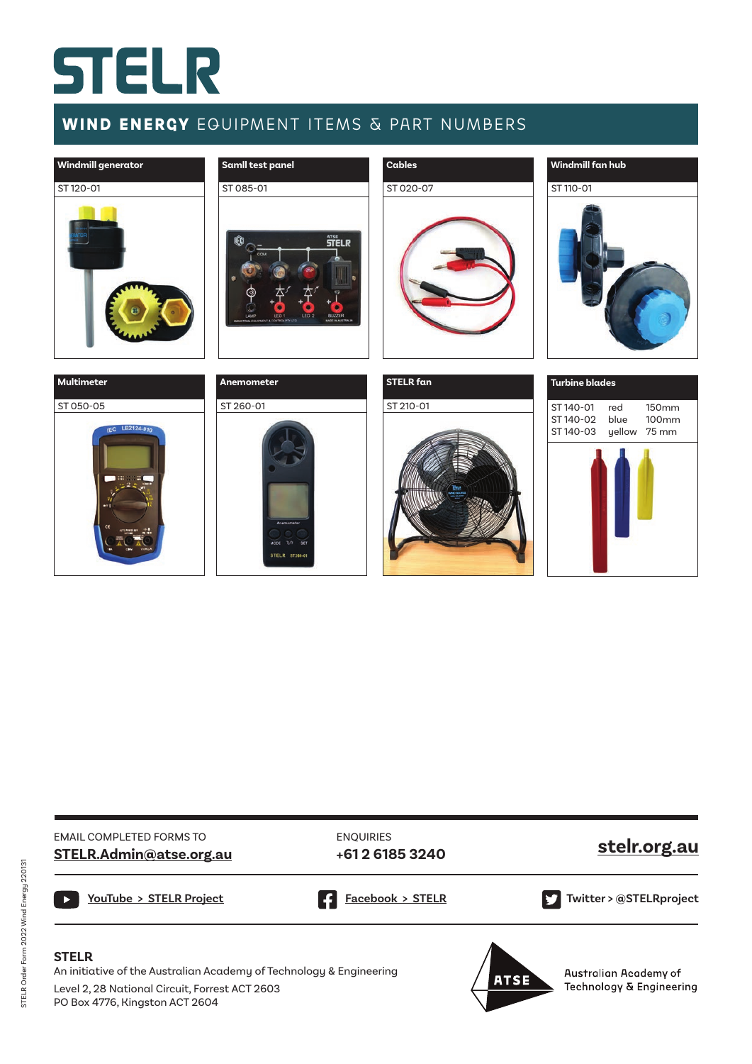# STELR

## WIND ENERGY EQUIPMENT ITEMS & PART NUMBERS

**Windmill generator**

ST 120-01

**Samll test panel**

ST 085-01

**Cables**

ST 020-07

**Windmill fan hub**

ST 110-01

**Multimeter**

ST 050-05

**Anemometer**

ST 260-01

**STELR fan**

ST 210-01

**Turbine blades**

| | | |
|---|---|---|
| ST 140-01 | red | 150mm |
| ST 140-02 | blue | 100mm |
| ST 140-03 | yellow | 75 mm |

EMAIL COMPLETED FORMS TO
**STELR.Admin@atse.org.au**

ENQUIRIES
**+61 2 6185 3240**

**stelr.org.au**

YouTube > STELR Project

Facebook > STELR

Twitter > @STELRproject

**STELR**
An initiative of the Australian Academy of Technology & Engineering
Level 2, 28 National Circuit, Forrest ACT 2603
PO Box 4776, Kingston ACT 2604

ATSE Australian Academy of Technology & Engineering

STELR Order Form 2022 Wind Energy 220131